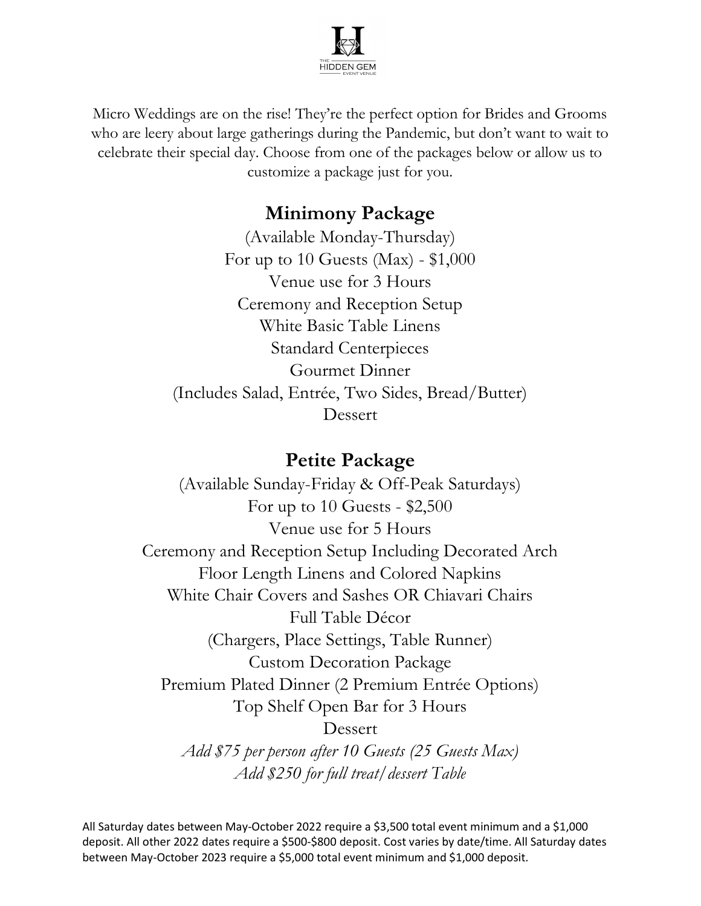THE HIDDEN GEM EVENT VENUE

Micro Weddings are on the rise! They're the perfect option for Brides and Grooms who are leery about large gatherings during the Pandemic, but don't want to wait to celebrate their special day. Choose from one of the packages below or allow us to customize a package just for you.

## Minimony Package

(Available Monday-Thursday)
For up to 10 Guests (Max) - $1,000
Venue use for 3 Hours
Ceremony and Reception Setup
White Basic Table Linens
Standard Centerpieces
Gourmet Dinner
(Includes Salad, Entrée, Two Sides, Bread/Butter)
Dessert

## Petite Package

(Available Sunday-Friday & Off-Peak Saturdays)
For up to 10 Guests - $2,500
Venue use for 5 Hours
Ceremony and Reception Setup Including Decorated Arch
Floor Length Linens and Colored Napkins
White Chair Covers and Sashes OR Chiavari Chairs
Full Table Décor
(Chargers, Place Settings, Table Runner)
Custom Decoration Package
Premium Plated Dinner (2 Premium Entrée Options)
Top Shelf Open Bar for 3 Hours
Dessert
*Add $75 per person after 10 Guests (25 Guests Max)*
*Add $250 for full treat/dessert Table*

All Saturday dates between May-October 2022 require a $3,500 total event minimum and a $1,000 deposit. All other 2022 dates require a $500-$800 deposit. Cost varies by date/time. All Saturday dates between May-October 2023 require a $5,000 total event minimum and $1,000 deposit.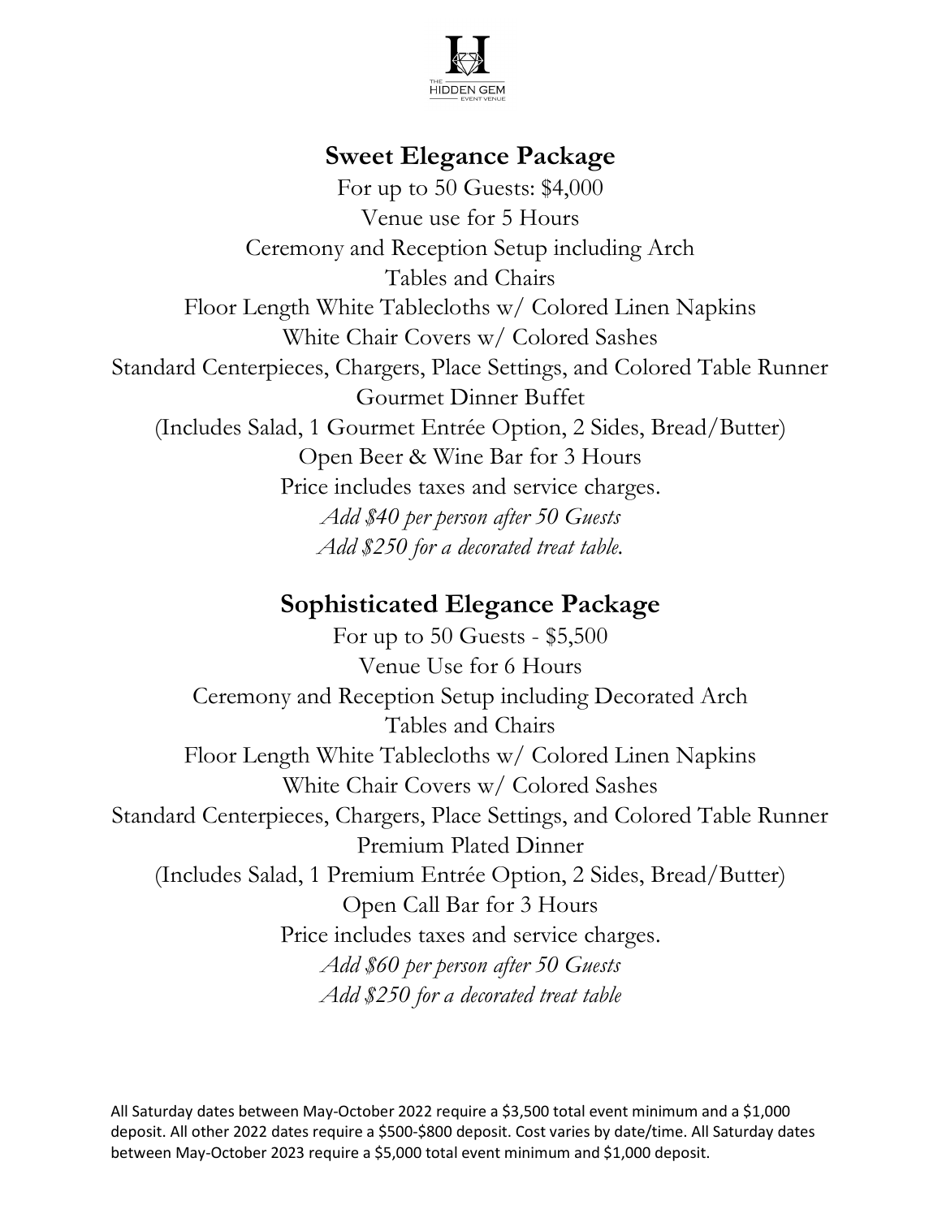## Sweet Elegance Package

For up to 50 Guests: $4,000

Venue use for 5 Hours

Ceremony and Reception Setup including Arch

Tables and Chairs

Floor Length White Tablecloths w/ Colored Linen Napkins

White Chair Covers w/ Colored Sashes

Standard Centerpieces, Chargers, Place Settings, and Colored Table Runner

Gourmet Dinner Buffet

(Includes Salad, 1 Gourmet Entrée Option, 2 Sides, Bread/Butter)

Open Beer & Wine Bar for 3 Hours

Price includes taxes and service charges.

*Add $40 per person after 50 Guests*

*Add $250 for a decorated treat table.*

## Sophisticated Elegance Package

For up to 50 Guests - $5,500

Venue Use for 6 Hours

Ceremony and Reception Setup including Decorated Arch

Tables and Chairs

Floor Length White Tablecloths w/ Colored Linen Napkins

White Chair Covers w/ Colored Sashes

Standard Centerpieces, Chargers, Place Settings, and Colored Table Runner

Premium Plated Dinner

(Includes Salad, 1 Premium Entrée Option, 2 Sides, Bread/Butter)

Open Call Bar for 3 Hours

Price includes taxes and service charges.

*Add $60 per person after 50 Guests*

*Add $250 for a decorated treat table*

All Saturday dates between May-October 2022 require a $3,500 total event minimum and a $1,000 deposit. All other 2022 dates require a $500-$800 deposit. Cost varies by date/time. All Saturday dates between May-October 2023 require a $5,000 total event minimum and $1,000 deposit.